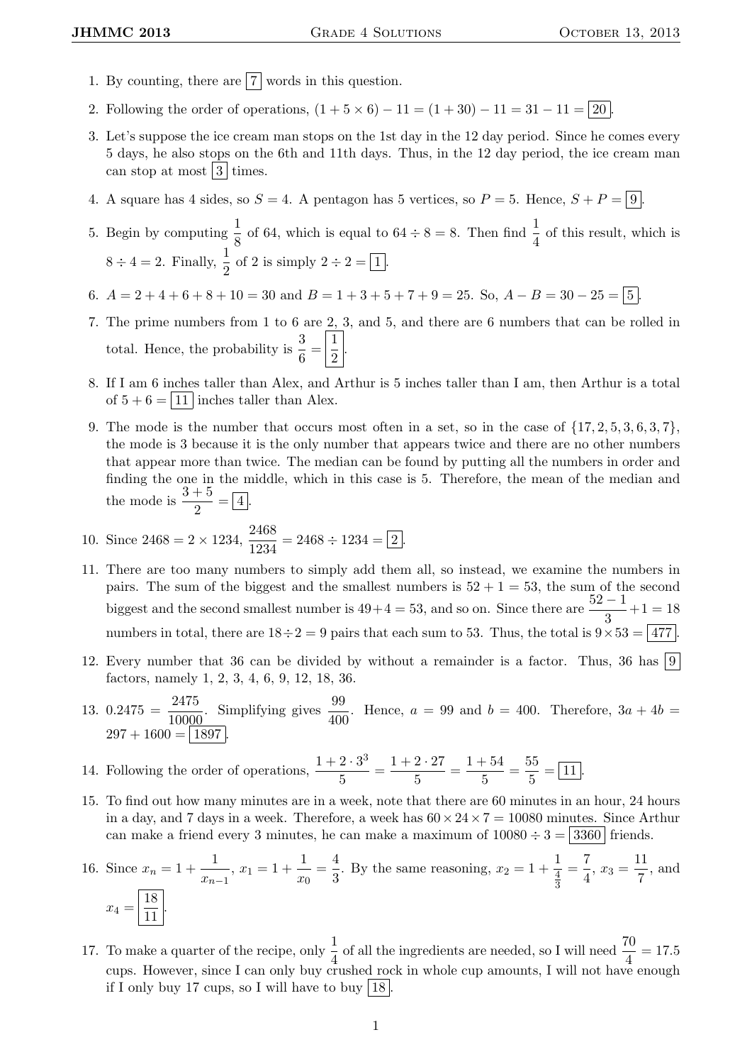1. By counting, there are $\boxed{7}$ words in this question.

2. Following the order of operations, $(1 + 5 \times 6) - 11 = (1 + 30) - 11 = 31 - 11 = \boxed{20}$.

3. Let's suppose the ice cream man stops on the 1st day in the 12 day period. Since he comes every 5 days, he also stops on the 6th and 11th days. Thus, in the 12 day period, the ice cream man can stop at most $\boxed{3}$ times.

4. A square has 4 sides, so $S = 4$. A pentagon has 5 vertices, so $P = 5$. Hence, $S + P = \boxed{9}$.

5. Begin by computing $\frac{1}{8}$ of 64, which is equal to $64 \div 8 = 8$. Then find $\frac{1}{4}$ of this result, which is $8 \div 4 = 2$. Finally, $\frac{1}{2}$ of 2 is simply $2 \div 2 = \boxed{1}$.

6. $A = 2 + 4 + 6 + 8 + 10 = 30$ and $B = 1 + 3 + 5 + 7 + 9 = 25$. So, $A - B = 30 - 25 = \boxed{5}$.

7. The prime numbers from 1 to 6 are 2, 3, and 5, and there are 6 numbers that can be rolled in total. Hence, the probability is $\frac{3}{6} = \boxed{\frac{1}{2}}$.

8. If I am 6 inches taller than Alex, and Arthur is 5 inches taller than I am, then Arthur is a total of $5 + 6 = \boxed{11}$ inches taller than Alex.

9. The mode is the number that occurs most often in a set, so in the case of $\{17, 2, 5, 3, 6, 3, 7\}$, the mode is 3 because it is the only number that appears twice and there are no other numbers that appear more than twice. The median can be found by putting all the numbers in order and finding the one in the middle, which in this case is 5. Therefore, the mean of the median and the mode is $\frac{3+5}{2} = \boxed{4}$.

10. Since $2468 = 2 \times 1234$, $\frac{2468}{1234} = 2468 \div 1234 = \boxed{2}$.

11. There are too many numbers to simply add them all, so instead, we examine the numbers in pairs. The sum of the biggest and the smallest numbers is $52 + 1 = 53$, the sum of the second biggest and the second smallest number is $49 + 4 = 53$, and so on. Since there are $\frac{52-1}{3} + 1 = 18$ numbers in total, there are $18 \div 2 = 9$ pairs that each sum to 53. Thus, the total is $9 \times 53 = \boxed{477}$.

12. Every number that 36 can be divided by without a remainder is a factor. Thus, 36 has $\boxed{9}$ factors, namely 1, 2, 3, 4, 6, 9, 12, 18, 36.

13. $0.2475 = \frac{2475}{10000}$. Simplifying gives $\frac{99}{400}$. Hence, $a = 99$ and $b = 400$. Therefore, $3a + 4b = 297 + 1600 = \boxed{1897}$.

14. Following the order of operations, $\frac{1 + 2 \cdot 3^3}{5} = \frac{1 + 2 \cdot 27}{5} = \frac{1 + 54}{5} = \frac{55}{5} = \boxed{11}$.

15. To find out how many minutes are in a week, note that there are 60 minutes in an hour, 24 hours in a day, and 7 days in a week. Therefore, a week has $60 \times 24 \times 7 = 10080$ minutes. Since Arthur can make a friend every 3 minutes, he can make a maximum of $10080 \div 3 = \boxed{3360}$ friends.

16. Since $x_n = 1 + \frac{1}{x_{n-1}}$, $x_1 = 1 + \frac{1}{x_0} = \frac{4}{3}$. By the same reasoning, $x_2 = 1 + \frac{1}{\frac{4}{3}} = \frac{7}{4}$, $x_3 = \frac{11}{7}$, and $x_4 = \boxed{\frac{18}{11}}$.

17. To make a quarter of the recipe, only $\frac{1}{4}$ of all the ingredients are needed, so I will need $\frac{70}{4} = 17.5$ cups. However, since I can only buy crushed rock in whole cup amounts, I will not have enough if I only buy 17 cups, so I will have to buy $\boxed{18}$.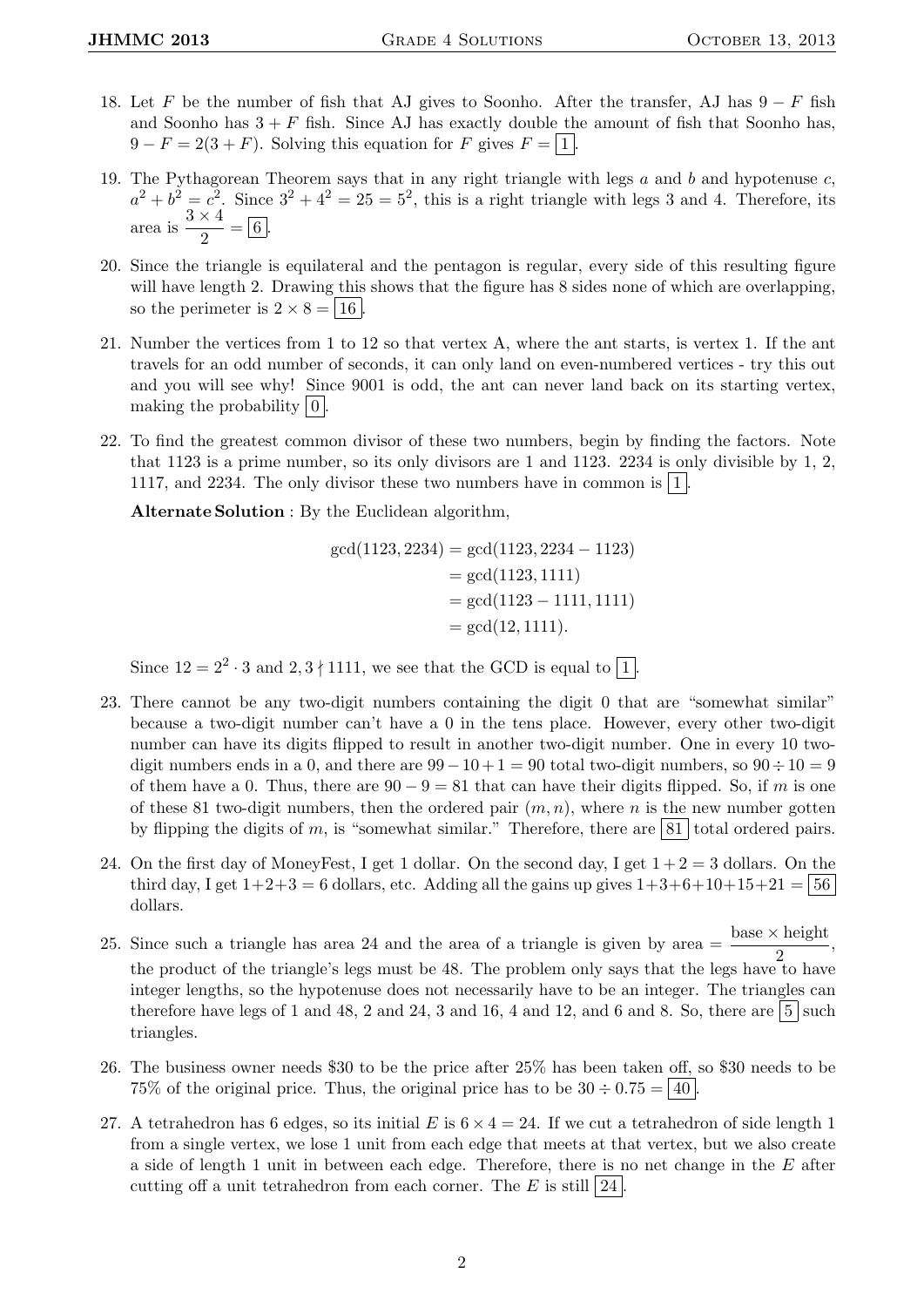18. Let $F$ be the number of fish that AJ gives to Soonho. After the transfer, AJ has $9 - F$ fish and Soonho has $3 + F$ fish. Since AJ has exactly double the amount of fish that Soonho has, $9 - F = 2(3 + F)$. Solving this equation for $F$ gives $F = \boxed{1}$.

19. The Pythagorean Theorem says that in any right triangle with legs $a$ and $b$ and hypotenuse $c$, $a^2 + b^2 = c^2$. Since $3^2 + 4^2 = 25 = 5^2$, this is a right triangle with legs 3 and 4. Therefore, its area is $\dfrac{3 \times 4}{2} = \boxed{6}$.

20. Since the triangle is equilateral and the pentagon is regular, every side of this resulting figure will have length 2. Drawing this shows that the figure has 8 sides none of which are overlapping, so the perimeter is $2 \times 8 = \boxed{16}$.

21. Number the vertices from 1 to 12 so that vertex A, where the ant starts, is vertex 1. If the ant travels for an odd number of seconds, it can only land on even-numbered vertices - try this out and you will see why! Since 9001 is odd, the ant can never land back on its starting vertex, making the probability $\boxed{0}$.

22. To find the greatest common divisor of these two numbers, begin by finding the factors. Note that 1123 is a prime number, so its only divisors are 1 and 1123. 2234 is only divisible by 1, 2, 1117, and 2234. The only divisor these two numbers have in common is $\boxed{1}$.

    **Alternate Solution** : By the Euclidean algorithm,

    $$\begin{aligned}\gcd(1123, 2234) &= \gcd(1123, 2234 - 1123)\\ &= \gcd(1123, 1111)\\ &= \gcd(1123 - 1111, 1111)\\ &= \gcd(12, 1111).\end{aligned}$$

    Since $12 = 2^2 \cdot 3$ and $2, 3 \nmid 1111$, we see that the GCD is equal to $\boxed{1}$.

23. There cannot be any two-digit numbers containing the digit 0 that are "somewhat similar" because a two-digit number can't have a 0 in the tens place. However, every other two-digit number can have its digits flipped to result in another two-digit number. One in every 10 two-digit numbers ends in a 0, and there are $99 - 10 + 1 = 90$ total two-digit numbers, so $90 \div 10 = 9$ of them have a 0. Thus, there are $90 - 9 = 81$ that can have their digits flipped. So, if $m$ is one of these 81 two-digit numbers, then the ordered pair $(m, n)$, where $n$ is the new number gotten by flipping the digits of $m$, is "somewhat similar." Therefore, there are $\boxed{81}$ total ordered pairs.

24. On the first day of MoneyFest, I get 1 dollar. On the second day, I get $1+2 = 3$ dollars. On the third day, I get $1+2+3 = 6$ dollars, etc. Adding all the gains up gives $1+3+6+10+15+21 = \boxed{56}$ dollars.

25. Since such a triangle has area 24 and the area of a triangle is given by area $= \dfrac{\text{base} \times \text{height}}{2}$, the product of the triangle's legs must be 48. The problem only says that the legs have to have integer lengths, so the hypotenuse does not necessarily have to be an integer. The triangles can therefore have legs of 1 and 48, 2 and 24, 3 and 16, 4 and 12, and 6 and 8. So, there are $\boxed{5}$ such triangles.

26. The business owner needs \$30 to be the price after 25% has been taken off, so \$30 needs to be 75% of the original price. Thus, the original price has to be $30 \div 0.75 = \boxed{40}$.

27. A tetrahedron has 6 edges, so its initial $E$ is $6 \times 4 = 24$. If we cut a tetrahedron of side length 1 from a single vertex, we lose 1 unit from each edge that meets at that vertex, but we also create a side of length 1 unit in between each edge. Therefore, there is no net change in the $E$ after cutting off a unit tetrahedron from each corner. The $E$ is still $\boxed{24}$.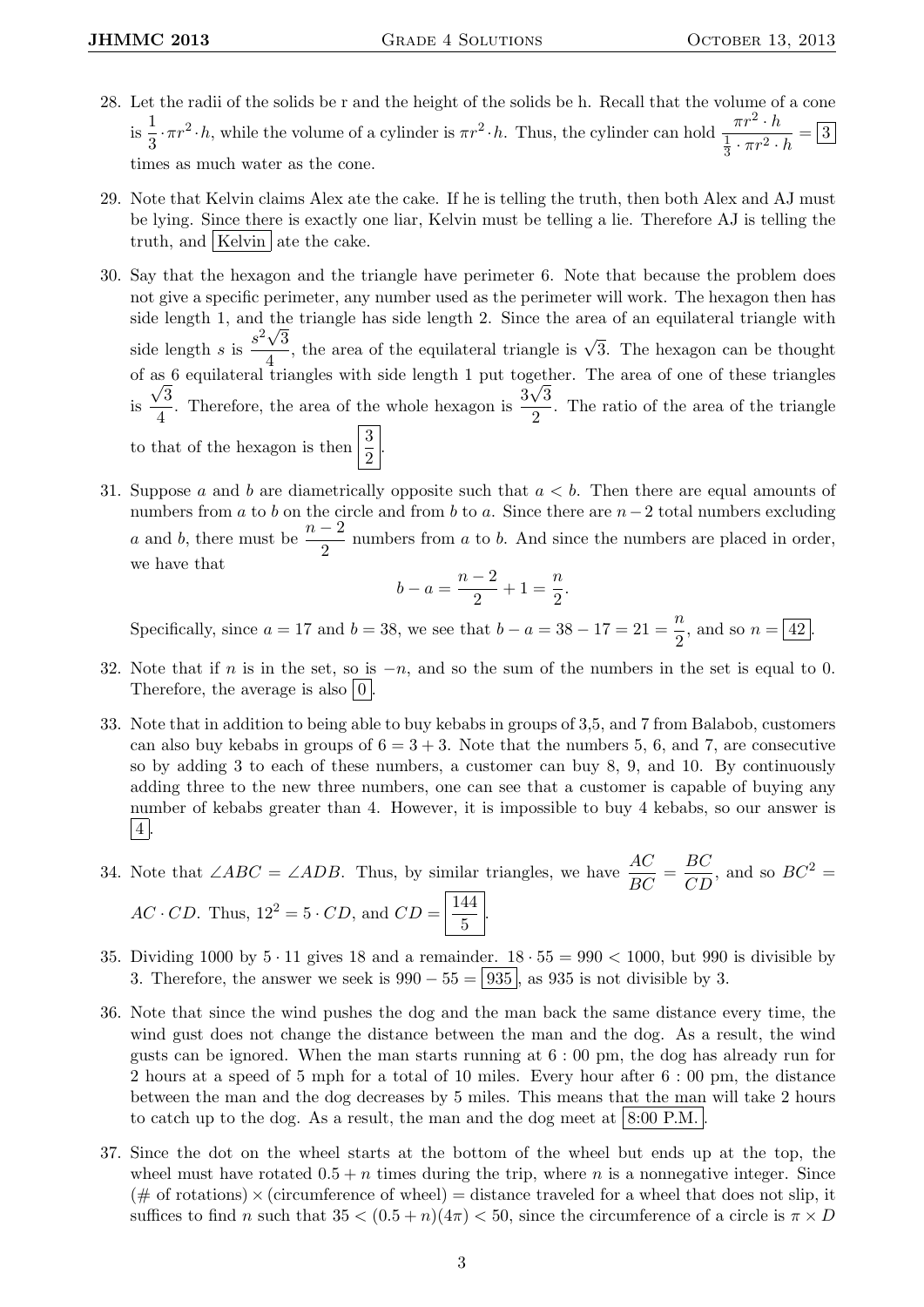28. Let the radii of the solids be r and the height of the solids be h. Recall that the volume of a cone is $\frac{1}{3} \cdot \pi r^2 \cdot h$, while the volume of a cylinder is $\pi r^2 \cdot h$. Thus, the cylinder can hold $\frac{\pi r^2 \cdot h}{\frac{1}{3} \cdot \pi r^2 \cdot h} = \boxed{3}$ times as much water as the cone.

29. Note that Kelvin claims Alex ate the cake. If he is telling the truth, then both Alex and AJ must be lying. Since there is exactly one liar, Kelvin must be telling a lie. Therefore AJ is telling the truth, and $\boxed{\text{Kelvin}}$ ate the cake.

30. Say that the hexagon and the triangle have perimeter 6. Note that because the problem does not give a specific perimeter, any number used as the perimeter will work. The hexagon then has side length 1, and the triangle has side length 2. Since the area of an equilateral triangle with side length $s$ is $\frac{s^2\sqrt{3}}{4}$, the area of the equilateral triangle is $\sqrt{3}$. The hexagon can be thought of as 6 equilateral triangles with side length 1 put together. The area of one of these triangles is $\frac{\sqrt{3}}{4}$. Therefore, the area of the whole hexagon is $\frac{3\sqrt{3}}{2}$. The ratio of the area of the triangle to that of the hexagon is then $\boxed{\frac{3}{2}}$.

31. Suppose $a$ and $b$ are diametrically opposite such that $a < b$. Then there are equal amounts of numbers from $a$ to $b$ on the circle and from $b$ to $a$. Since there are $n-2$ total numbers excluding $a$ and $b$, there must be $\frac{n-2}{2}$ numbers from $a$ to $b$. And since the numbers are placed in order, we have that
$$b - a = \frac{n-2}{2} + 1 = \frac{n}{2}.$$
Specifically, since $a = 17$ and $b = 38$, we see that $b - a = 38 - 17 = 21 = \frac{n}{2}$, and so $n = \boxed{42}$.

32. Note that if $n$ is in the set, so is $-n$, and so the sum of the numbers in the set is equal to 0. Therefore, the average is also $\boxed{0}$.

33. Note that in addition to being able to buy kebabs in groups of 3,5, and 7 from Balabob, customers can also buy kebabs in groups of $6 = 3 + 3$. Note that the numbers 5, 6, and 7, are consecutive so by adding 3 to each of these numbers, a customer can buy 8, 9, and 10. By continuously adding three to the new three numbers, one can see that a customer is capable of buying any number of kebabs greater than 4. However, it is impossible to buy 4 kebabs, so our answer is $\boxed{4}$.

34. Note that $\angle ABC = \angle ADB$. Thus, by similar triangles, we have $\frac{AC}{BC} = \frac{BC}{CD}$, and so $BC^2 = AC \cdot CD$. Thus, $12^2 = 5 \cdot CD$, and $CD = \boxed{\frac{144}{5}}$.

35. Dividing 1000 by $5 \cdot 11$ gives 18 and a remainder. $18 \cdot 55 = 990 < 1000$, but 990 is divisible by 3. Therefore, the answer we seek is $990 - 55 = \boxed{935}$, as 935 is not divisible by 3.

36. Note that since the wind pushes the dog and the man back the same distance every time, the wind gust does not change the distance between the man and the dog. As a result, the wind gusts can be ignored. When the man starts running at 6 : 00 pm, the dog has already run for 2 hours at a speed of 5 mph for a total of 10 miles. Every hour after 6 : 00 pm, the distance between the man and the dog decreases by 5 miles. This means that the man will take 2 hours to catch up to the dog. As a result, the man and the dog meet at $\boxed{\text{8:00 P.M.}}$.

37. Since the dot on the wheel starts at the bottom of the wheel but ends up at the top, the wheel must have rotated $0.5 + n$ times during the trip, where $n$ is a nonnegative integer. Since (# of rotations) $\times$ (circumference of wheel) = distance traveled for a wheel that does not slip, it suffices to find $n$ such that $35 < (0.5 + n)(4\pi) < 50$, since the circumference of a circle is $\pi \times D$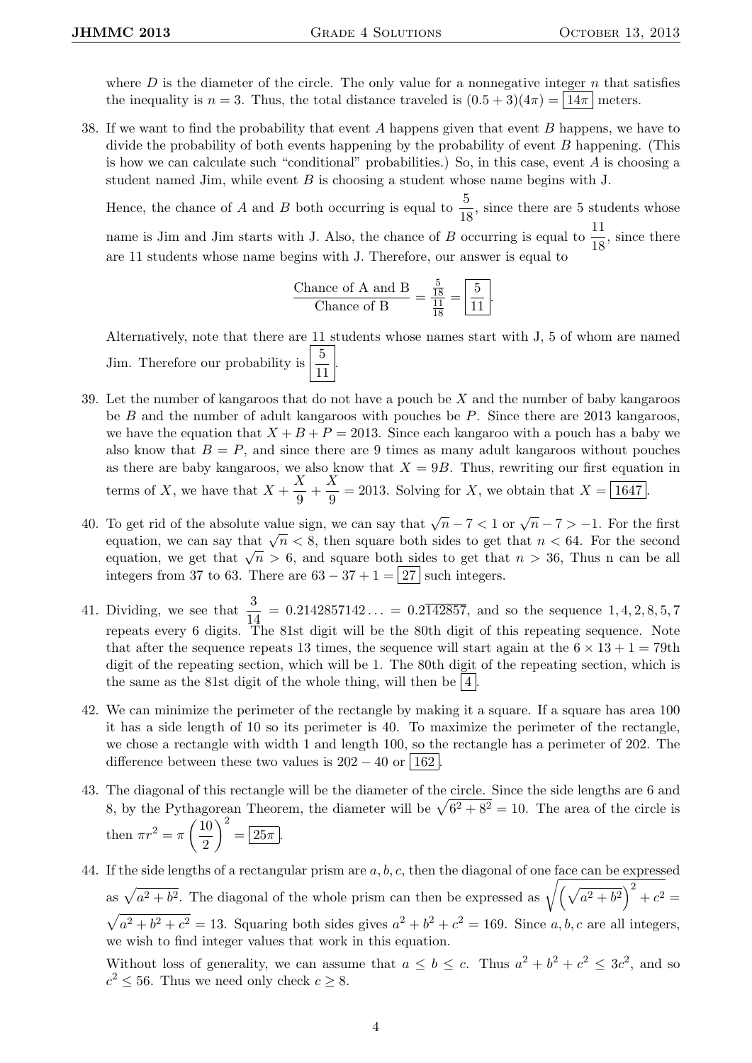where $D$ is the diameter of the circle. The only value for a nonnegative integer $n$ that satisfies the inequality is $n = 3$. Thus, the total distance traveled is $(0.5 + 3)(4\pi) = \boxed{14\pi}$ meters.

38. If we want to find the probability that event $A$ happens given that event $B$ happens, we have to divide the probability of both events happening by the probability of event $B$ happening. (This is how we can calculate such "conditional" probabilities.) So, in this case, event $A$ is choosing a student named Jim, while event $B$ is choosing a student whose name begins with J.

    Hence, the chance of $A$ and $B$ both occurring is equal to $\frac{5}{18}$, since there are 5 students whose name is Jim and Jim starts with J. Also, the chance of $B$ occurring is equal to $\frac{11}{18}$, since there are 11 students whose name begins with J. Therefore, our answer is equal to

    $$\frac{\text{Chance of A and B}}{\text{Chance of B}} = \frac{\frac{5}{18}}{\frac{11}{18}} = \boxed{\frac{5}{11}}.$$

    Alternatively, note that there are 11 students whose names start with J, 5 of whom are named Jim. Therefore our probability is $\boxed{\frac{5}{11}}$.

39. Let the number of kangaroos that do not have a pouch be $X$ and the number of baby kangaroos be $B$ and the number of adult kangaroos with pouches be $P$. Since there are 2013 kangaroos, we have the equation that $X + B + P = 2013$. Since each kangaroo with a pouch has a baby we also know that $B = P$, and since there are 9 times as many adult kangaroos without pouches as there are baby kangaroos, we also know that $X = 9B$. Thus, rewriting our first equation in terms of $X$, we have that $X + \frac{X}{9} + \frac{X}{9} = 2013$. Solving for $X$, we obtain that $X = \boxed{1647}$.

40. To get rid of the absolute value sign, we can say that $\sqrt{n} - 7 < 1$ or $\sqrt{n} - 7 > -1$. For the first equation, we can say that $\sqrt{n} < 8$, then square both sides to get that $n < 64$. For the second equation, we get that $\sqrt{n} > 6$, and square both sides to get that $n > 36$, Thus n can be all integers from 37 to 63. There are $63 - 37 + 1 = \boxed{27}$ such integers.

41. Dividing, we see that $\frac{3}{14} = 0.2142857142\ldots = 0.2\overline{142857}$, and so the sequence $1, 4, 2, 8, 5, 7$ repeats every 6 digits. The 81st digit will be the 80th digit of this repeating sequence. Note that after the sequence repeats 13 times, the sequence will start again at the $6 \times 13 + 1 = 79$th digit of the repeating section, which will be 1. The 80th digit of the repeating section, which is the same as the 81st digit of the whole thing, will then be $\boxed{4}$.

42. We can minimize the perimeter of the rectangle by making it a square. If a square has area 100 it has a side length of 10 so its perimeter is 40. To maximize the perimeter of the rectangle, we chose a rectangle with width 1 and length 100, so the rectangle has a perimeter of 202. The difference between these two values is $202 - 40$ or $\boxed{162}$.

43. The diagonal of this rectangle will be the diameter of the circle. Since the side lengths are 6 and 8, by the Pythagorean Theorem, the diameter will be $\sqrt{6^2 + 8^2} = 10$. The area of the circle is then $\pi r^2 = \pi \left(\frac{10}{2}\right)^2 = \boxed{25\pi}$.

44. If the side lengths of a rectangular prism are $a, b, c$, then the diagonal of one face can be expressed as $\sqrt{a^2 + b^2}$. The diagonal of the whole prism can then be expressed as $\sqrt{\left(\sqrt{a^2 + b^2}\right)^2 + c^2} = \sqrt{a^2 + b^2 + c^2} = 13$. Squaring both sides gives $a^2 + b^2 + c^2 = 169$. Since $a, b, c$ are all integers, we wish to find integer values that work in this equation.

    Without loss of generality, we can assume that $a \leq b \leq c$. Thus $a^2 + b^2 + c^2 \leq 3c^2$, and so $c^2 \leq 56$. Thus we need only check $c \geq 8$.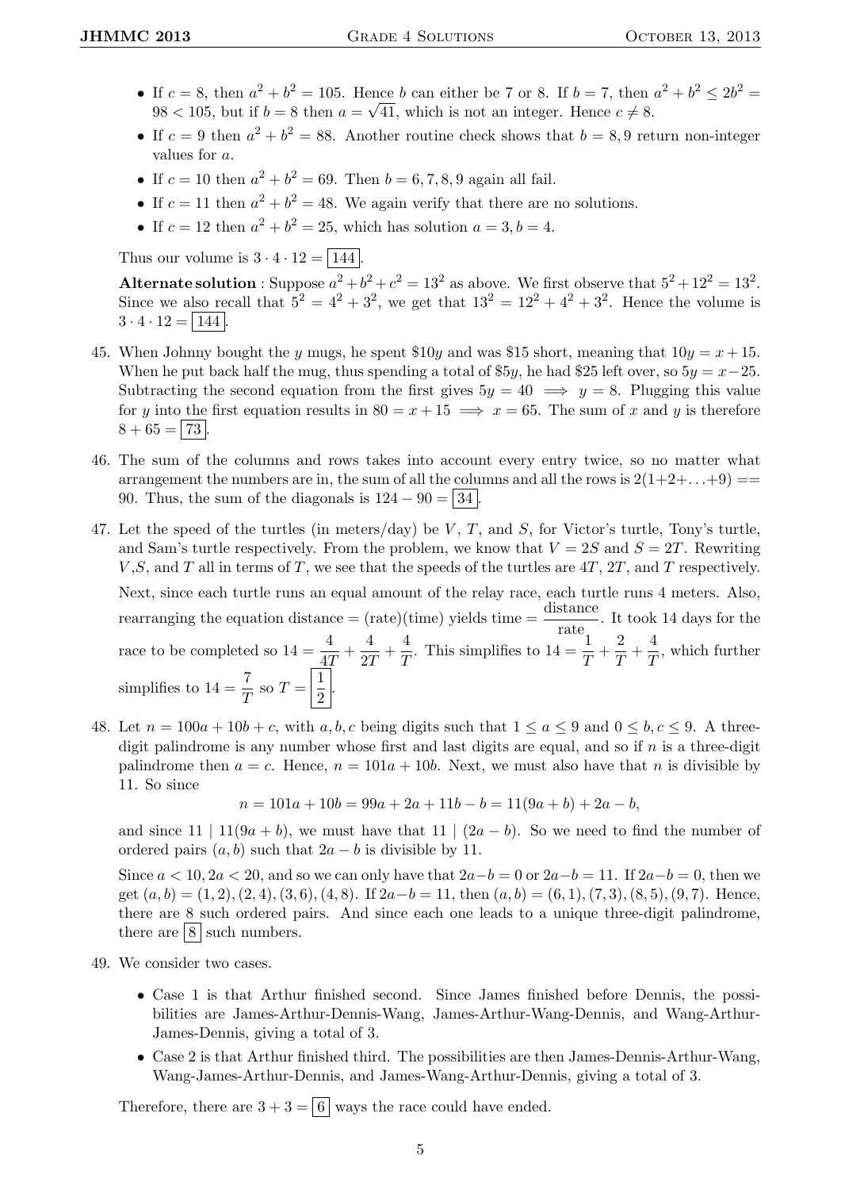- If $c = 8$, then $a^2 + b^2 = 105$. Hence $b$ can either be 7 or 8. If $b = 7$, then $a^2 + b^2 \leq 2b^2 = 98 < 105$, but if $b = 8$ then $a = \sqrt{41}$, which is not an integer. Hence $c \neq 8$.
- If $c = 9$ then $a^2 + b^2 = 88$. Another routine check shows that $b = 8, 9$ return non-integer values for $a$.
- If $c = 10$ then $a^2 + b^2 = 69$. Then $b = 6, 7, 8, 9$ again all fail.
- If $c = 11$ then $a^2 + b^2 = 48$. We again verify that there are no solutions.
- If $c = 12$ then $a^2 + b^2 = 25$, which has solution $a = 3, b = 4$.

Thus our volume is $3 \cdot 4 \cdot 12 = \boxed{144}$.

**Alternate solution** : Suppose $a^2 + b^2 + c^2 = 13^2$ as above. We first observe that $5^2 + 12^2 = 13^2$. Since we also recall that $5^2 = 4^2 + 3^2$, we get that $13^2 = 12^2 + 4^2 + 3^2$. Hence the volume is $3 \cdot 4 \cdot 12 = \boxed{144}$.

45. When Johnny bought the $y$ mugs, he spent \$$10y$ and was \$15 short, meaning that $10y = x + 15$. When he put back half the mug, thus spending a total of \$$5y$, he had \$25 left over, so $5y = x - 25$. Subtracting the second equation from the first gives $5y = 40 \implies y = 8$. Plugging this value for $y$ into the first equation results in $80 = x + 15 \implies x = 65$. The sum of $x$ and $y$ is therefore $8 + 65 = \boxed{73}$.

46. The sum of the columns and rows takes into account every entry twice, so no matter what arrangement the numbers are in, the sum of all the columns and all the rows is $2(1+2+\ldots+9) == 90$. Thus, the sum of the diagonals is $124 - 90 = \boxed{34}$.

47. Let the speed of the turtles (in meters/day) be $V$, $T$, and $S$, for Victor's turtle, Tony's turtle, and Sam's turtle respectively. From the problem, we know that $V = 2S$ and $S = 2T$. Rewriting $V$,$S$, and $T$ all in terms of $T$, we see that the speeds of the turtles are $4T$, $2T$, and $T$ respectively.

    Next, since each turtle runs an equal amount of the relay race, each turtle runs 4 meters. Also, rearranging the equation distance $=$ (rate)(time) yields time $= \dfrac{\text{distance}}{\text{rate}}$. It took 14 days for the race to be completed so $14 = \dfrac{4}{4T} + \dfrac{4}{2T} + \dfrac{4}{T}$. This simplifies to $14 = \dfrac{1}{T} + \dfrac{2}{T} + \dfrac{4}{T}$, which further simplifies to $14 = \dfrac{7}{T}$ so $T = \boxed{\dfrac{1}{2}}$.

48. Let $n = 100a + 10b + c$, with $a, b, c$ being digits such that $1 \leq a \leq 9$ and $0 \leq b, c \leq 9$. A three-digit palindrome is any number whose first and last digits are equal, and so if $n$ is a three-digit palindrome then $a = c$. Hence, $n = 101a + 10b$. Next, we must also have that $n$ is divisible by 11. So since

    $$n = 101a + 10b = 99a + 2a + 11b - b = 11(9a + b) + 2a - b,$$

    and since $11 \mid 11(9a + b)$, we must have that $11 \mid (2a - b)$. So we need to find the number of ordered pairs $(a, b)$ such that $2a - b$ is divisible by 11.

    Since $a < 10, 2a < 20$, and so we can only have that $2a - b = 0$ or $2a - b = 11$. If $2a - b = 0$, then we get $(a, b) = (1, 2), (2, 4), (3, 6), (4, 8)$. If $2a - b = 11$, then $(a, b) = (6, 1), (7, 3), (8, 5), (9, 7)$. Hence, there are 8 such ordered pairs. And since each one leads to a unique three-digit palindrome, there are $\boxed{8}$ such numbers.

49. We consider two cases.

    - Case 1 is that Arthur finished second. Since James finished before Dennis, the possibilities are James-Arthur-Dennis-Wang, James-Arthur-Wang-Dennis, and Wang-Arthur-James-Dennis, giving a total of 3.
    - Case 2 is that Arthur finished third. The possibilities are then James-Dennis-Arthur-Wang, Wang-James-Arthur-Dennis, and James-Wang-Arthur-Dennis, giving a total of 3.

    Therefore, there are $3 + 3 = \boxed{6}$ ways the race could have ended.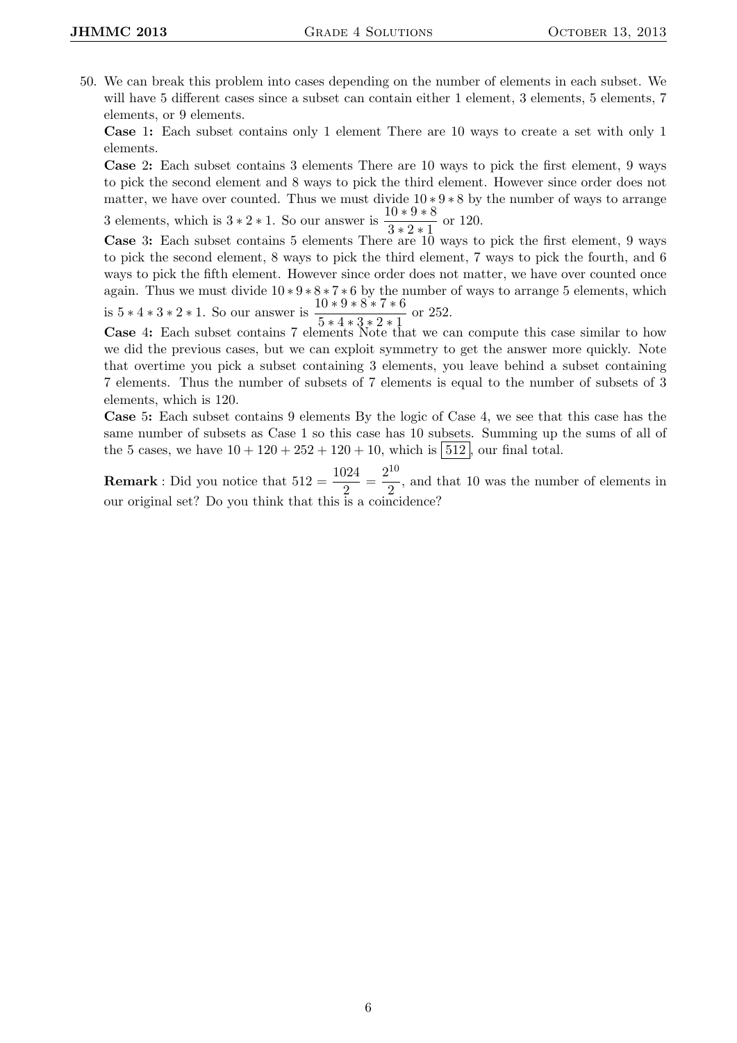50. We can break this problem into cases depending on the number of elements in each subset. We will have 5 different cases since a subset can contain either 1 element, 3 elements, 5 elements, 7 elements, or 9 elements.

**Case 1:** Each subset contains only 1 element There are 10 ways to create a set with only 1 elements.

**Case 2:** Each subset contains 3 elements There are 10 ways to pick the first element, 9 ways to pick the second element and 8 ways to pick the third element. However since order does not matter, we have over counted. Thus we must divide $10*9*8$ by the number of ways to arrange 3 elements, which is $3*2*1$. So our answer is $\frac{10*9*8}{3*2*1}$ or 120.

**Case 3:** Each subset contains 5 elements There are 10 ways to pick the first element, 9 ways to pick the second element, 8 ways to pick the third element, 7 ways to pick the fourth, and 6 ways to pick the fifth element. However since order does not matter, we have over counted once again. Thus we must divide $10*9*8*7*6$ by the number of ways to arrange 5 elements, which is $5*4*3*2*1$. So our answer is $\frac{10*9*8*7*6}{5*4*3*2*1}$ or 252.

**Case 4:** Each subset contains 7 elements Note that we can compute this case similar to how we did the previous cases, but we can exploit symmetry to get the answer more quickly. Note that overtime you pick a subset containing 3 elements, you leave behind a subset containing 7 elements. Thus the number of subsets of 7 elements is equal to the number of subsets of 3 elements, which is 120.

**Case 5:** Each subset contains 9 elements By the logic of Case 4, we see that this case has the same number of subsets as Case 1 so this case has 10 subsets. Summing up the sums of all of the 5 cases, we have $10 + 120 + 252 + 120 + 10$, which is $\boxed{512}$, our final total.

**Remark** : Did you notice that $512 = \frac{1024}{2} = \frac{2^{10}}{2}$, and that 10 was the number of elements in our original set? Do you think that this is a coincidence?